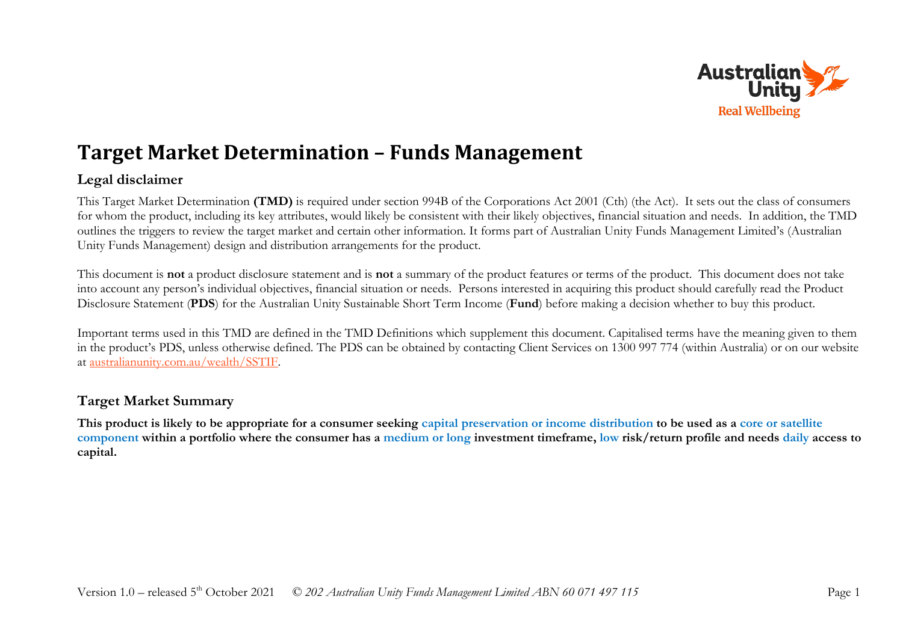# Target Market Determination – Funds Management

## Legal disclaimer

This Target Market Determination **(TMD)** is required under section 994B of the Corporations Act 2001 (Cth) (the Act). It sets out the class of consumers for whom the product, including its key attributes, would likely be consistent with their likely objectives, financial situation and needs. In addition, the TMD outlines the triggers to review the target market and certain other information. It forms part of Australian Unity Funds Management Limited's (Australian Unity Funds Management) design and distribution arrangements for the product.

This document is **not** a product disclosure statement and is **not** a summary of the product features or terms of the product. This document does not take into account any person's individual objectives, financial situation or needs. Persons interested in acquiring this product should carefully read the Product Disclosure Statement (**PDS**) for the Australian Unity Sustainable Short Term Income (**Fund**) before making a decision whether to buy this product.

Important terms used in this TMD are defined in the TMD Definitions which supplement this document. Capitalised terms have the meaning given to them in the product's PDS, unless otherwise defined. The PDS can be obtained by contacting Client Services on 1300 997 774 (within Australia) or on our website at australianunity.com.au/wealth/SSTIF.

## Target Market Summary

**This product is likely to be appropriate for a consumer seeking capital preservation or income distribution to be used as a core or satellite component within a portfolio where the consumer has a medium or long investment timeframe, low risk/return profile and needs daily access to capital.**

Version 1.0 – released 5th October 2021 © *202 Australian Unity Funds Management Limited ABN 60 071 497 115*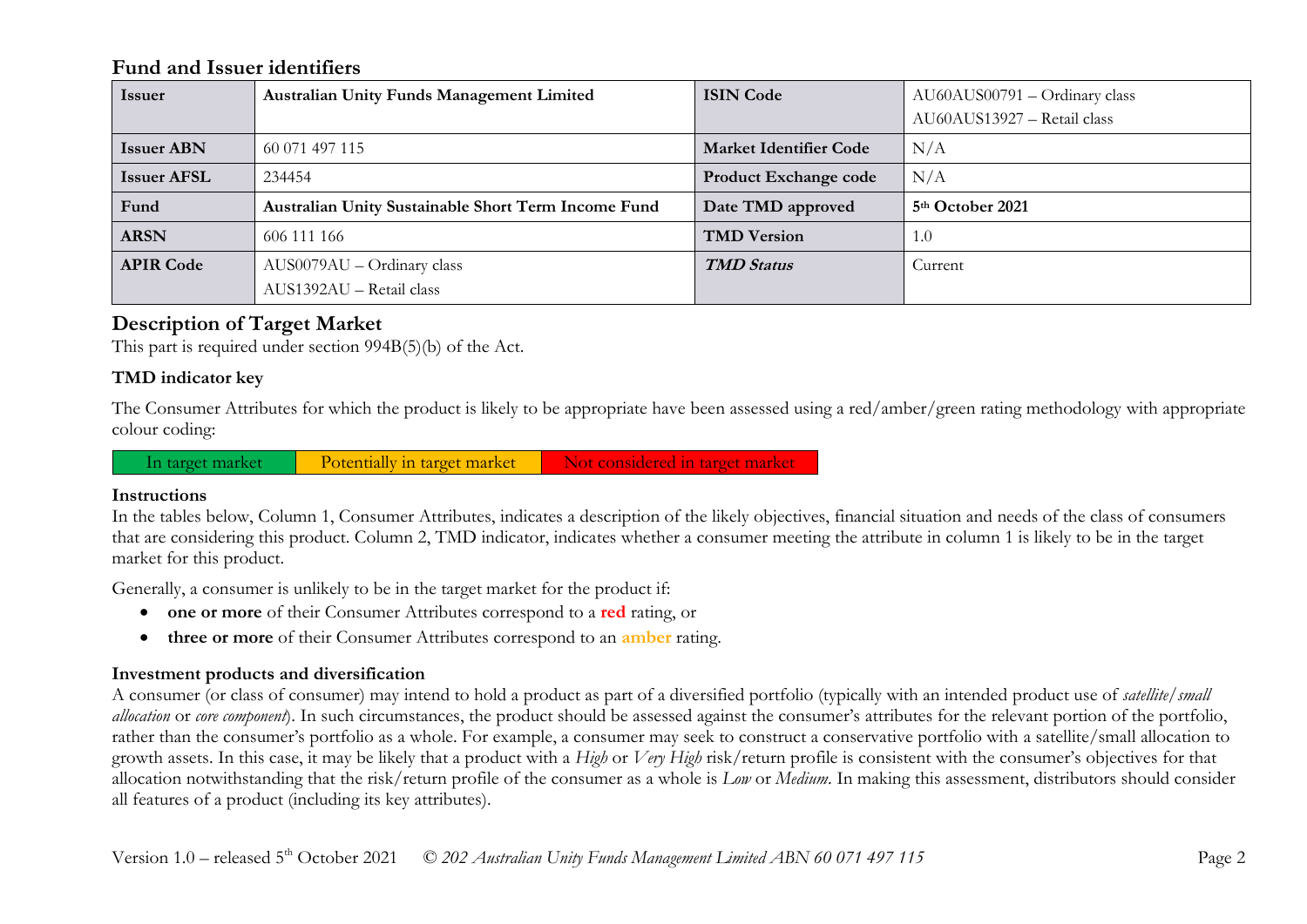## Fund and Issuer identifiers

| Issuer | Australian Unity Funds Management Limited | ISIN Code | AU60AUS00791 – Ordinary class<br>AU60AUS13927 – Retail class |
|---|---|---|---|
| Issuer ABN | 60 071 497 115 | Market Identifier Code | N/A |
| Issuer AFSL | 234454 | Product Exchange code | N/A |
| Fund | Australian Unity Sustainable Short Term Income Fund | Date TMD approved | 5th October 2021 |
| ARSN | 606 111 166 | TMD Version | 1.0 |
| APIR Code | AUS0079AU – Ordinary class<br>AUS1392AU – Retail class | *TMD Status* | Current |

## Description of Target Market

This part is required under section 994B(5)(b) of the Act.

### TMD indicator key

The Consumer Attributes for which the product is likely to be appropriate have been assessed using a red/amber/green rating methodology with appropriate colour coding:

| In target market | Potentially in target market | Not considered in target market |
|---|---|---|

### Instructions

In the tables below, Column 1, Consumer Attributes, indicates a description of the likely objectives, financial situation and needs of the class of consumers that are considering this product. Column 2, TMD indicator, indicates whether a consumer meeting the attribute in column 1 is likely to be in the target market for this product.

Generally, a consumer is unlikely to be in the target market for the product if:

- **one or more** of their Consumer Attributes correspond to a **red** rating, or
- **three or more** of their Consumer Attributes correspond to an **amber** rating.

### Investment products and diversification

A consumer (or class of consumer) may intend to hold a product as part of a diversified portfolio (typically with an intended product use of *satellite/small allocation* or *core component*). In such circumstances, the product should be assessed against the consumer's attributes for the relevant portion of the portfolio, rather than the consumer's portfolio as a whole. For example, a consumer may seek to construct a conservative portfolio with a satellite/small allocation to growth assets. In this case, it may be likely that a product with a *High* or *Very High* risk/return profile is consistent with the consumer's objectives for that allocation notwithstanding that the risk/return profile of the consumer as a whole is *Low* or *Medium*. In making this assessment, distributors should consider all features of a product (including its key attributes).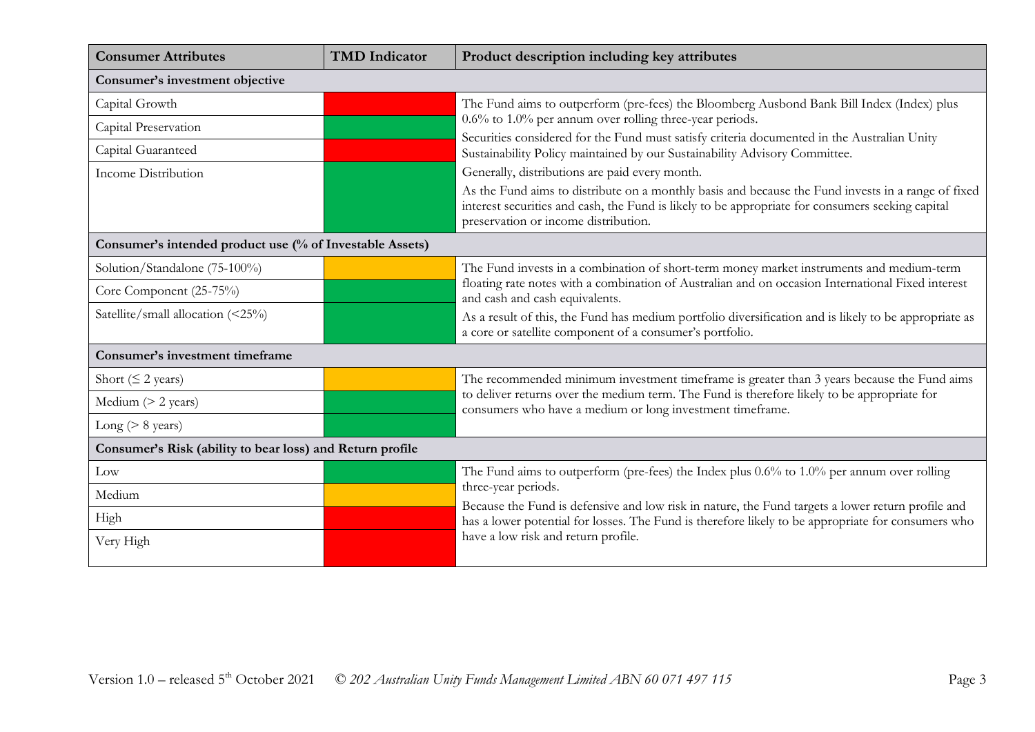| Consumer Attributes | TMD Indicator | Product description including key attributes |
|---|---|---|
| **Consumer's investment objective** | | |
| Capital Growth | Red | The Fund aims to outperform (pre-fees) the Bloomberg Ausbond Bank Bill Index (Index) plus 0.6% to 1.0% per annum over rolling three-year periods. Securities considered for the Fund must satisfy criteria documented in the Australian Unity Sustainability Policy maintained by our Sustainability Advisory Committee. Generally, distributions are paid every month. As the Fund aims to distribute on a monthly basis and because the Fund invests in a range of fixed interest securities and cash, the Fund is likely to be appropriate for consumers seeking capital preservation or income distribution. |
| Capital Preservation | Green | |
| Capital Guaranteed | Red | |
| Income Distribution | Green | |
| **Consumer's intended product use (% of Investable Assets)** | | |
| Solution/Standalone (75-100%) | Amber | The Fund invests in a combination of short-term money market instruments and medium-term floating rate notes with a combination of Australian and on occasion International Fixed interest and cash and cash equivalents. As a result of this, the Fund has medium portfolio diversification and is likely to be appropriate as a core or satellite component of a consumer's portfolio. |
| Core Component (25-75%) | Green | |
| Satellite/small allocation (<25%) | Green | |
| **Consumer's investment timeframe** | | |
| Short (≤ 2 years) | Amber | The recommended minimum investment timeframe is greater than 3 years because the Fund aims to deliver returns over the medium term. The Fund is therefore likely to be appropriate for consumers who have a medium or long investment timeframe. |
| Medium (> 2 years) | Green | |
| Long (> 8 years) | Green | |
| **Consumer's Risk (ability to bear loss) and Return profile** | | |
| Low | Green | The Fund aims to outperform (pre-fees) the Index plus 0.6% to 1.0% per annum over rolling three-year periods. Because the Fund is defensive and low risk in nature, the Fund targets a lower return profile and has a lower potential for losses. The Fund is therefore likely to be appropriate for consumers who have a low risk and return profile. |
| Medium | Amber | |
| High | Red | |
| Very High | Red | |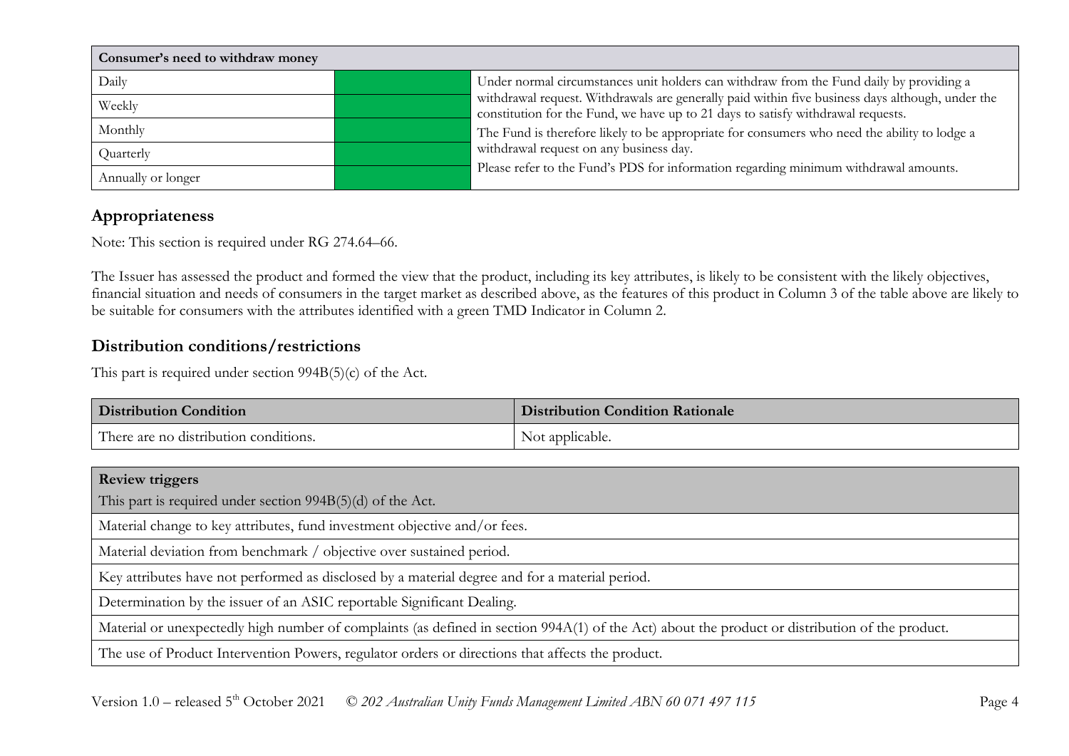| Consumer's need to withdraw money | | |
|---|---|---|
| Daily | | Under normal circumstances unit holders can withdraw from the Fund daily by providing a withdrawal request. Withdrawals are generally paid within five business days although, under the constitution for the Fund, we have up to 21 days to satisfy withdrawal requests. The Fund is therefore likely to be appropriate for consumers who need the ability to lodge a withdrawal request on any business day. Please refer to the Fund's PDS for information regarding minimum withdrawal amounts. |
| Weekly | | |
| Monthly | | |
| Quarterly | | |
| Annually or longer | | |

## Appropriateness

Note: This section is required under RG 274.64–66.

The Issuer has assessed the product and formed the view that the product, including its key attributes, is likely to be consistent with the likely objectives, financial situation and needs of consumers in the target market as described above, as the features of this product in Column 3 of the table above are likely to be suitable for consumers with the attributes identified with a green TMD Indicator in Column 2.

## Distribution conditions/restrictions

This part is required under section 994B(5)(c) of the Act.

| Distribution Condition | Distribution Condition Rationale |
|---|---|
| There are no distribution conditions. | Not applicable. |

| **Review triggers**<br>This part is required under section 994B(5)(d) of the Act. |
|---|
| Material change to key attributes, fund investment objective and/or fees. |
| Material deviation from benchmark / objective over sustained period. |
| Key attributes have not performed as disclosed by a material degree and for a material period. |
| Determination by the issuer of an ASIC reportable Significant Dealing. |
| Material or unexpectedly high number of complaints (as defined in section 994A(1) of the Act) about the product or distribution of the product. |
| The use of Product Intervention Powers, regulator orders or directions that affects the product. |

Version 1.0 – released 5th October 2021 *© 202 Australian Unity Funds Management Limited ABN 60 071 497 115*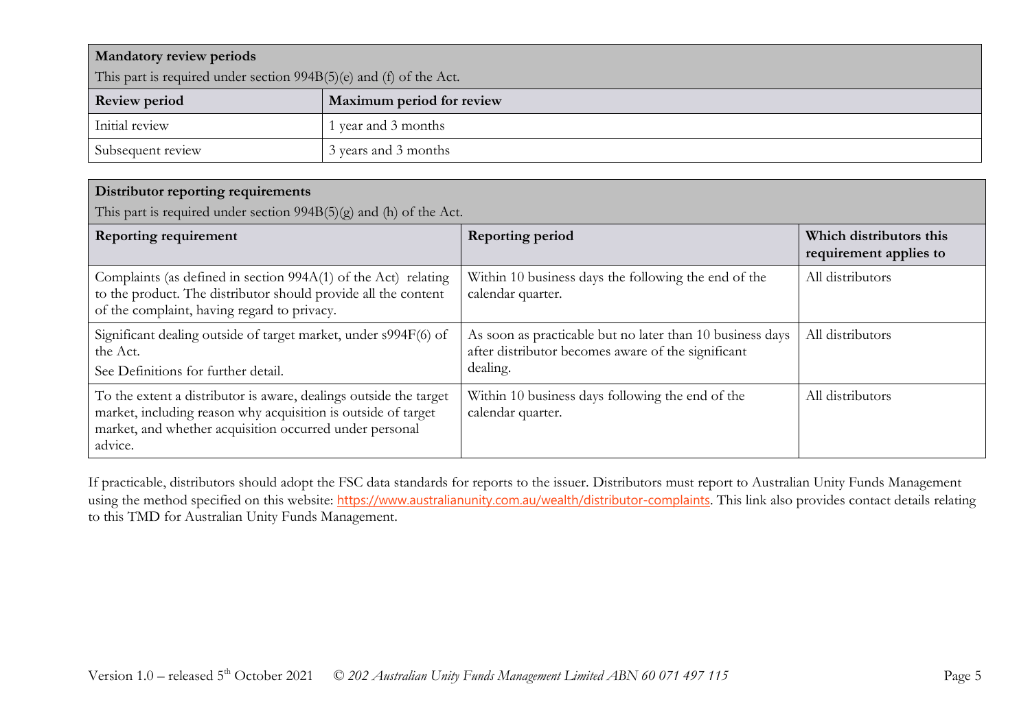| **Mandatory review periods**<br>This part is required under section 994B(5)(e) and (f) of the Act. | |
|---|---|
| **Review period** | **Maximum period for review** |
| Initial review | 1 year and 3 months |
| Subsequent review | 3 years and 3 months |

| **Distributor reporting requirements**<br>This part is required under section 994B(5)(g) and (h) of the Act. | | |
|---|---|---|
| **Reporting requirement** | **Reporting period** | **Which distributors this requirement applies to** |
| Complaints (as defined in section 994A(1) of the Act) relating to the product. The distributor should provide all the content of the complaint, having regard to privacy. | Within 10 business days the following the end of the calendar quarter. | All distributors |
| Significant dealing outside of target market, under s994F(6) of the Act.<br>See Definitions for further detail. | As soon as practicable but no later than 10 business days after distributor becomes aware of the significant dealing. | All distributors |
| To the extent a distributor is aware, dealings outside the target market, including reason why acquisition is outside of target market, and whether acquisition occurred under personal advice. | Within 10 business days following the end of the calendar quarter. | All distributors |

If practicable, distributors should adopt the FSC data standards for reports to the issuer. Distributors must report to Australian Unity Funds Management using the method specified on this website: https://www.australianunity.com.au/wealth/distributor-complaints. This link also provides contact details relating to this TMD for Australian Unity Funds Management.

Version 1.0 – released 5th October 2021 © *202 Australian Unity Funds Management Limited ABN 60 071 497 115*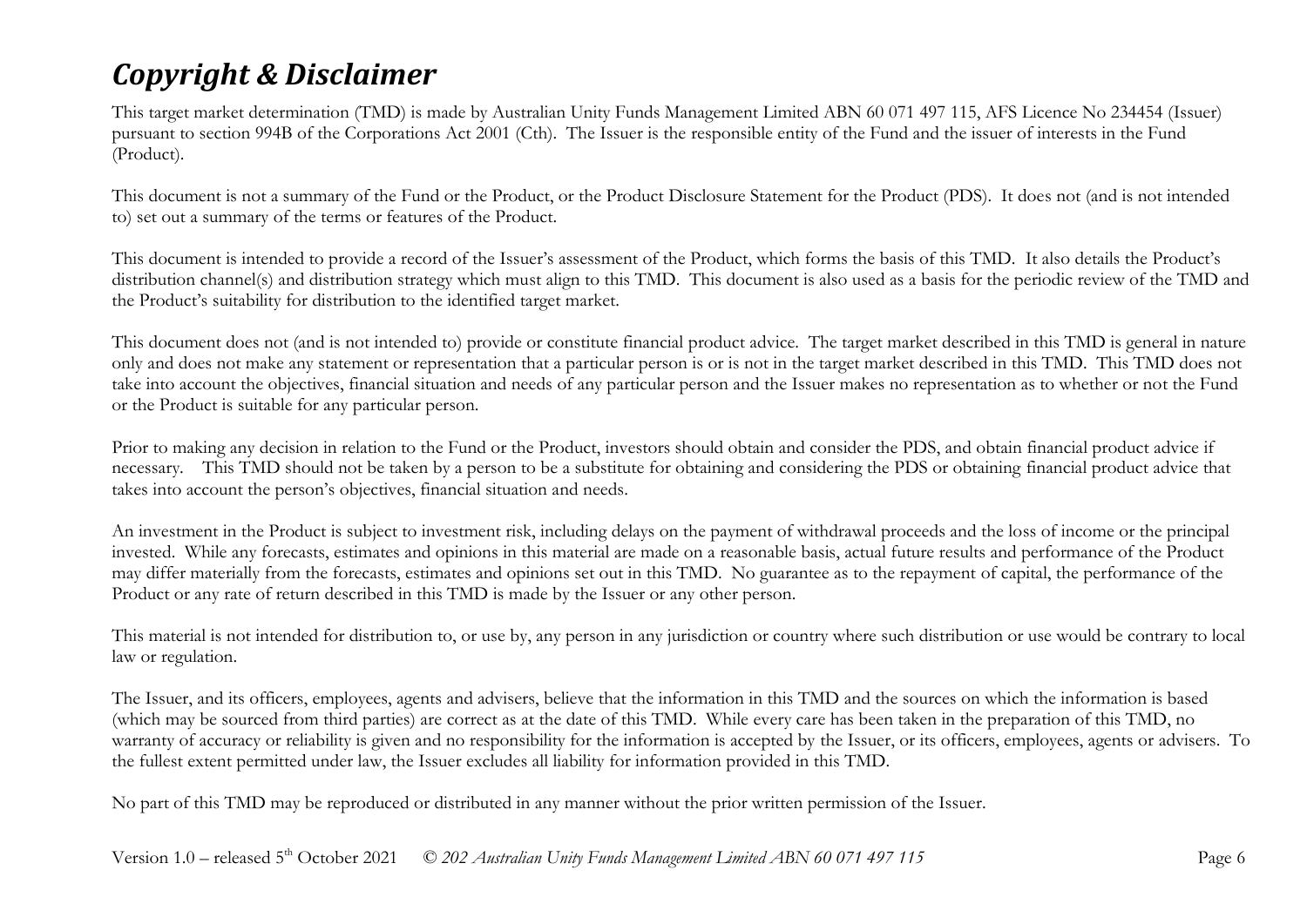# *Copyright & Disclaimer*

This target market determination (TMD) is made by Australian Unity Funds Management Limited ABN 60 071 497 115, AFS Licence No 234454 (Issuer) pursuant to section 994B of the Corporations Act 2001 (Cth). The Issuer is the responsible entity of the Fund and the issuer of interests in the Fund (Product).

This document is not a summary of the Fund or the Product, or the Product Disclosure Statement for the Product (PDS). It does not (and is not intended to) set out a summary of the terms or features of the Product.

This document is intended to provide a record of the Issuer's assessment of the Product, which forms the basis of this TMD. It also details the Product's distribution channel(s) and distribution strategy which must align to this TMD. This document is also used as a basis for the periodic review of the TMD and the Product's suitability for distribution to the identified target market.

This document does not (and is not intended to) provide or constitute financial product advice. The target market described in this TMD is general in nature only and does not make any statement or representation that a particular person is or is not in the target market described in this TMD. This TMD does not take into account the objectives, financial situation and needs of any particular person and the Issuer makes no representation as to whether or not the Fund or the Product is suitable for any particular person.

Prior to making any decision in relation to the Fund or the Product, investors should obtain and consider the PDS, and obtain financial product advice if necessary. This TMD should not be taken by a person to be a substitute for obtaining and considering the PDS or obtaining financial product advice that takes into account the person's objectives, financial situation and needs.

An investment in the Product is subject to investment risk, including delays on the payment of withdrawal proceeds and the loss of income or the principal invested. While any forecasts, estimates and opinions in this material are made on a reasonable basis, actual future results and performance of the Product may differ materially from the forecasts, estimates and opinions set out in this TMD. No guarantee as to the repayment of capital, the performance of the Product or any rate of return described in this TMD is made by the Issuer or any other person.

This material is not intended for distribution to, or use by, any person in any jurisdiction or country where such distribution or use would be contrary to local law or regulation.

The Issuer, and its officers, employees, agents and advisers, believe that the information in this TMD and the sources on which the information is based (which may be sourced from third parties) are correct as at the date of this TMD. While every care has been taken in the preparation of this TMD, no warranty of accuracy or reliability is given and no responsibility for the information is accepted by the Issuer, or its officers, employees, agents or advisers. To the fullest extent permitted under law, the Issuer excludes all liability for information provided in this TMD.

No part of this TMD may be reproduced or distributed in any manner without the prior written permission of the Issuer.

Version 1.0 – released 5th October 2021 © *202 Australian Unity Funds Management Limited ABN 60 071 497 115*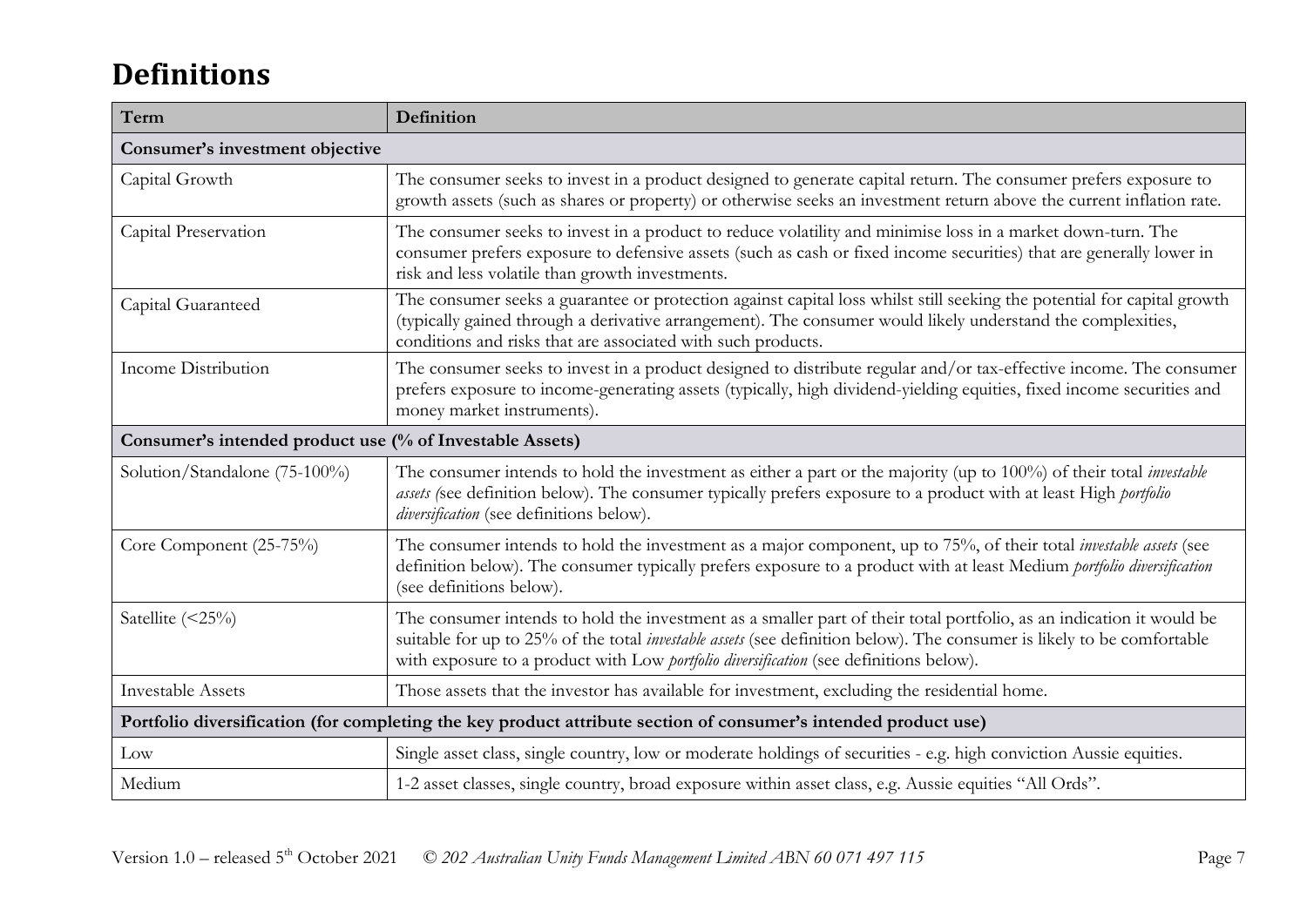## Definitions

| Term | Definition |
|---|---|
| **Consumer's investment objective** | |
| Capital Growth | The consumer seeks to invest in a product designed to generate capital return. The consumer prefers exposure to growth assets (such as shares or property) or otherwise seeks an investment return above the current inflation rate. |
| Capital Preservation | The consumer seeks to invest in a product to reduce volatility and minimise loss in a market down-turn. The consumer prefers exposure to defensive assets (such as cash or fixed income securities) that are generally lower in risk and less volatile than growth investments. |
| Capital Guaranteed | The consumer seeks a guarantee or protection against capital loss whilst still seeking the potential for capital growth (typically gained through a derivative arrangement). The consumer would likely understand the complexities, conditions and risks that are associated with such products. |
| Income Distribution | The consumer seeks to invest in a product designed to distribute regular and/or tax-effective income. The consumer prefers exposure to income-generating assets (typically, high dividend-yielding equities, fixed income securities and money market instruments). |
| **Consumer's intended product use (% of Investable Assets)** | |
| Solution/Standalone (75-100%) | The consumer intends to hold the investment as either a part or the majority (up to 100%) of their total *investable assets (*see definition below). The consumer typically prefers exposure to a product with at least High *portfolio diversification* (see definitions below). |
| Core Component (25-75%) | The consumer intends to hold the investment as a major component, up to 75%, of their total *investable assets* (see definition below). The consumer typically prefers exposure to a product with at least Medium *portfolio diversification* (see definitions below). |
| Satellite (<25%) | The consumer intends to hold the investment as a smaller part of their total portfolio, as an indication it would be suitable for up to 25% of the total *investable assets* (see definition below). The consumer is likely to be comfortable with exposure to a product with Low *portfolio diversification* (see definitions below). |
| Investable Assets | Those assets that the investor has available for investment, excluding the residential home. |
| **Portfolio diversification (for completing the key product attribute section of consumer's intended product use)** | |
| Low | Single asset class, single country, low or moderate holdings of securities - e.g. high conviction Aussie equities. |
| Medium | 1-2 asset classes, single country, broad exposure within asset class, e.g. Aussie equities "All Ords". |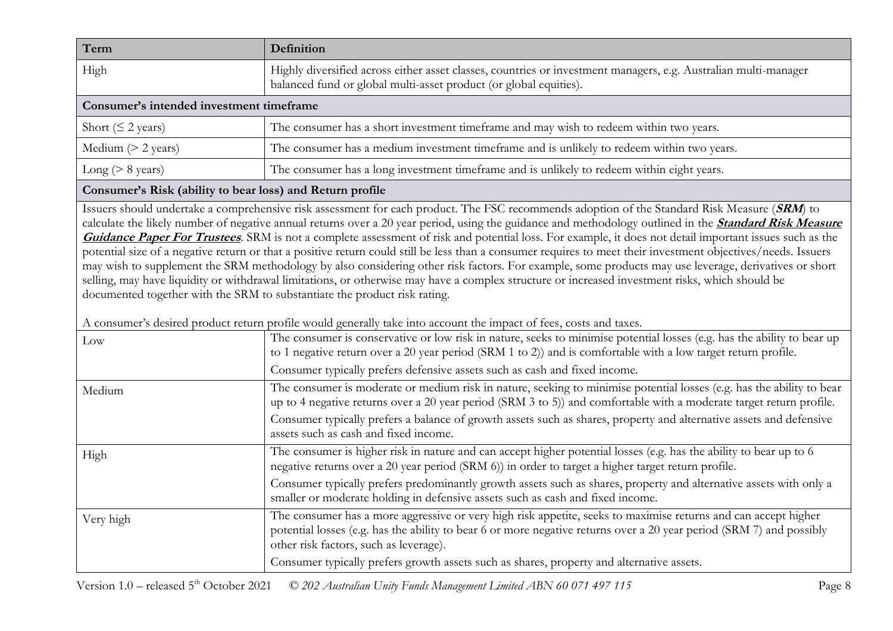| Term | Definition |
| --- | --- |
| High | Highly diversified across either asset classes, countries or investment managers, e.g. Australian multi-manager balanced fund or global multi-asset product (or global equities). |
| **Consumer's intended investment timeframe** | |
| Short (≤ 2 years) | The consumer has a short investment timeframe and may wish to redeem within two years. |
| Medium (> 2 years) | The consumer has a medium investment timeframe and is unlikely to redeem within two years. |
| Long (> 8 years) | The consumer has a long investment timeframe and is unlikely to redeem within eight years. |
| **Consumer's Risk (ability to bear loss) and Return profile** | |
| Issuers should undertake a comprehensive risk assessment for each product. The FSC recommends adoption of the Standard Risk Measure (***SRM***) to calculate the likely number of negative annual returns over a 20 year period, using the guidance and methodology outlined in the ***Standard Risk Measure Guidance Paper For Trustees***. SRM is not a complete assessment of risk and potential loss. For example, it does not detail important issues such as the potential size of a negative return or that a positive return could still be less than a consumer requires to meet their investment objectives/needs. Issuers may wish to supplement the SRM methodology by also considering other risk factors. For example, some products may use leverage, derivatives or short selling, may have liquidity or withdrawal limitations, or otherwise may have a complex structure or increased investment risks, which should be documented together with the SRM to substantiate the product risk rating.<br><br>A consumer's desired product return profile would generally take into account the impact of fees, costs and taxes. | |
| Low | The consumer is conservative or low risk in nature, seeks to minimise potential losses (e.g. has the ability to bear up to 1 negative return over a 20 year period (SRM 1 to 2)) and is comfortable with a low target return profile.<br>Consumer typically prefers defensive assets such as cash and fixed income. |
| Medium | The consumer is moderate or medium risk in nature, seeking to minimise potential losses (e.g. has the ability to bear up to 4 negative returns over a 20 year period (SRM 3 to 5)) and comfortable with a moderate target return profile.<br>Consumer typically prefers a balance of growth assets such as shares, property and alternative assets and defensive assets such as cash and fixed income. |
| High | The consumer is higher risk in nature and can accept higher potential losses (e.g. has the ability to bear up to 6 negative returns over a 20 year period (SRM 6)) in order to target a higher target return profile.<br>Consumer typically prefers predominantly growth assets such as shares, property and alternative assets with only a smaller or moderate holding in defensive assets such as cash and fixed income. |
| Very high | The consumer has a more aggressive or very high risk appetite, seeks to maximise returns and can accept higher potential losses (e.g. has the ability to bear 6 or more negative returns over a 20 year period (SRM 7) and possibly other risk factors, such as leverage).<br>Consumer typically prefers growth assets such as shares, property and alternative assets. |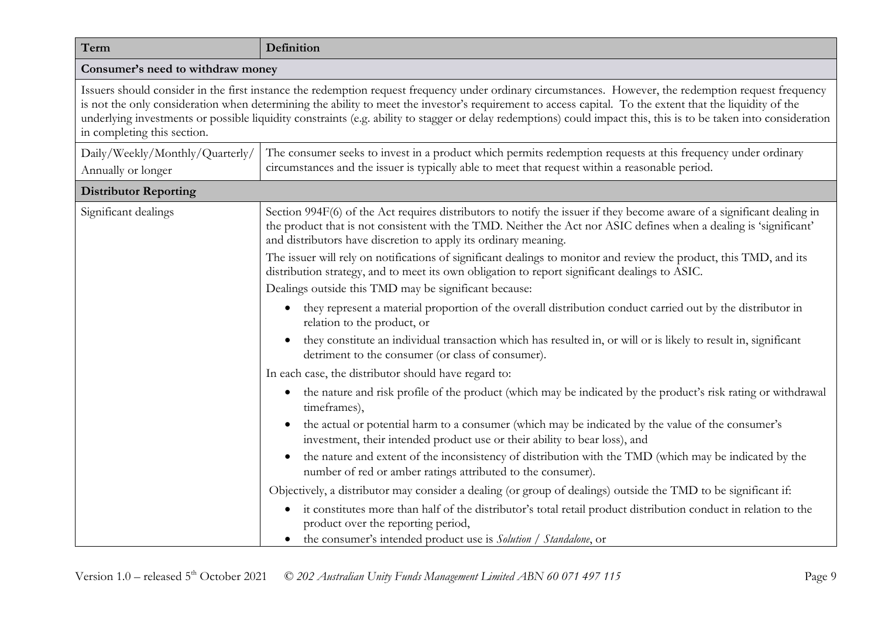| Term | Definition |
| --- | --- |
| **Consumer's need to withdraw money** | |
| Issuers should consider in the first instance the redemption request frequency under ordinary circumstances. However, the redemption request frequency is not the only consideration when determining the ability to meet the investor's requirement to access capital. To the extent that the liquidity of the underlying investments or possible liquidity constraints (e.g. ability to stagger or delay redemptions) could impact this, this is to be taken into consideration in completing this section. | |
| Daily/Weekly/Monthly/Quarterly/ Annually or longer | The consumer seeks to invest in a product which permits redemption requests at this frequency under ordinary circumstances and the issuer is typically able to meet that request within a reasonable period. |
| **Distributor Reporting** | |
| Significant dealings | Section 994F(6) of the Act requires distributors to notify the issuer if they become aware of a significant dealing in the product that is not consistent with the TMD. Neither the Act nor ASIC defines when a dealing is 'significant' and distributors have discretion to apply its ordinary meaning.<br><br>The issuer will rely on notifications of significant dealings to monitor and review the product, this TMD, and its distribution strategy, and to meet its own obligation to report significant dealings to ASIC.<br><br>Dealings outside this TMD may be significant because:<br>• they represent a material proportion of the overall distribution conduct carried out by the distributor in relation to the product, or<br>• they constitute an individual transaction which has resulted in, or will or is likely to result in, significant detriment to the consumer (or class of consumer).<br><br>In each case, the distributor should have regard to:<br>• the nature and risk profile of the product (which may be indicated by the product's risk rating or withdrawal timeframes),<br>• the actual or potential harm to a consumer (which may be indicated by the value of the consumer's investment, their intended product use or their ability to bear loss), and<br>• the nature and extent of the inconsistency of distribution with the TMD (which may be indicated by the number of red or amber ratings attributed to the consumer).<br><br>Objectively, a distributor may consider a dealing (or group of dealings) outside the TMD to be significant if:<br>• it constitutes more than half of the distributor's total retail product distribution conduct in relation to the product over the reporting period,<br>• the consumer's intended product use is *Solution / Standalone*, or |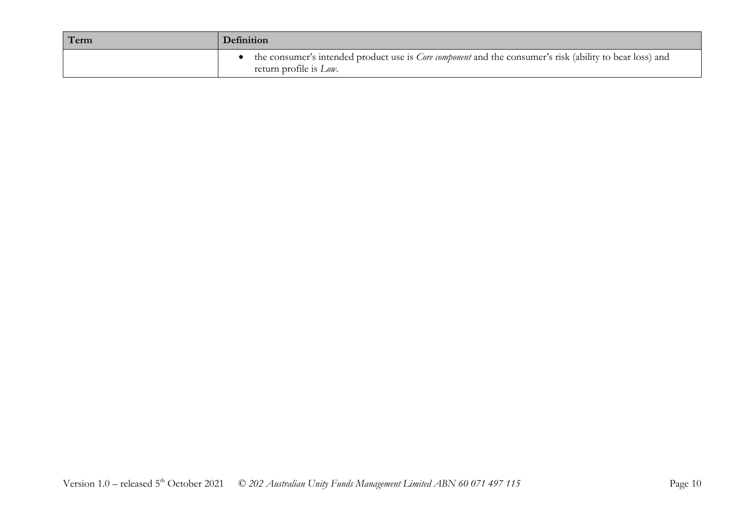| Term | Definition |
| --- | --- |
| | • the consumer's intended product use is *Core component* and the consumer's risk (ability to bear loss) and return profile is *Low*. |